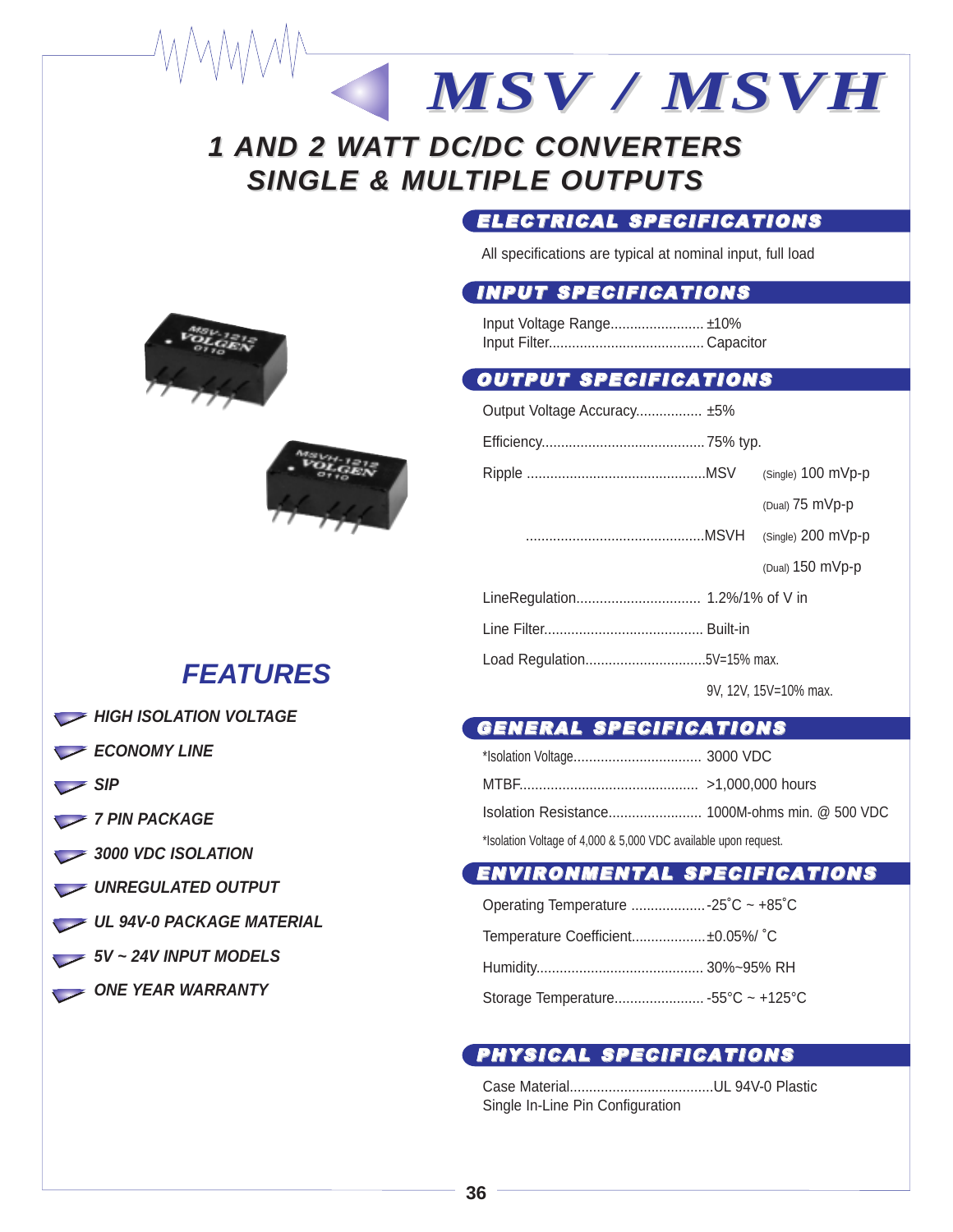# MSV / MSVH

## 1 AND 2 WATT DC/DC CONVERTERS
## SINGLE & MULTIPLE OUTPUTS

## ELECTRICAL SPECIFICATIONS

All specifications are typical at nominal input, full load

### INPUT SPECIFICATIONS

Input Voltage Range........................ ±10%
Input Filter........................................ Capacitor

### OUTPUT SPECIFICATIONS

Output Voltage Accuracy................. ±5%

Efficiency.......................................... 75% typ.

Ripple ..............................................MSV (Single) 100 mVp-p
(Dual) 75 mVp-p
..............................................MSVH (Single) 200 mVp-p
(Dual) 150 mVp-p

LineRegulation................................ 1.2%/1% of V in

Line Filter......................................... Built-in

Load Regulation...............................5V=15% max.
9V, 12V, 15V=10% max.

### GENERAL SPECIFICATIONS

*Isolation Voltage................................. 3000 VDC

MTBF.............................................. >1,000,000 hours

Isolation Resistance........................ 1000M-ohms min. @ 500 VDC

*Isolation Voltage of 4,000 & 5,000 VDC available upon request.

### ENVIRONMENTAL SPECIFICATIONS

Operating Temperature ...................-25˚C ~ +85˚C

Temperature Coefficient...................±0.05%/ ˚C

Humidity........................................... 30%~95% RH

Storage Temperature....................... -55°C ~ +125°C

### PHYSICAL SPECIFICATIONS

Case Material.....................................UL 94V-0 Plastic
Single In-Line Pin Configuration

## FEATURES

- HIGH ISOLATION VOLTAGE
- ECONOMY LINE
- SIP
- 7 PIN PACKAGE
- 3000 VDC ISOLATION
- UNREGULATED OUTPUT
- UL 94V-0 PACKAGE MATERIAL
- 5V ~ 24V INPUT MODELS
- ONE YEAR WARRANTY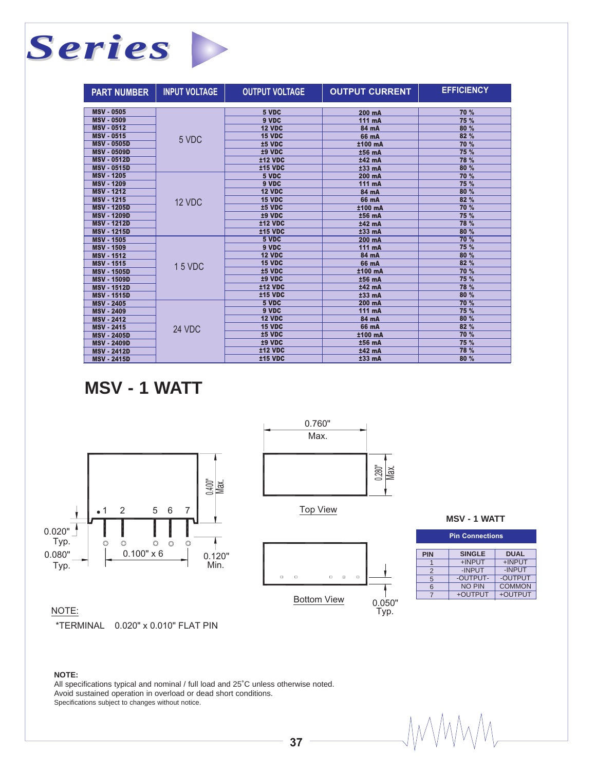# Series

| PART NUMBER | INPUT VOLTAGE | OUTPUT VOLTAGE | OUTPUT CURRENT | EFFICIENCY |
|---|---|---|---|---|
| MSV - 0505 | 5 VDC | 5 VDC | 200 mA | 70 % |
| MSV - 0509 | | 9 VDC | 111 mA | 75 % |
| MSV - 0512 | | 12 VDC | 84 mA | 80 % |
| MSV - 0515 | | 15 VDC | 66 mA | 82 % |
| MSV - 0505D | | ±5 VDC | ±100 mA | 70 % |
| MSV - 0509D | | ±9 VDC | ±56 mA | 75 % |
| MSV - 0512D | | ±12 VDC | ±42 mA | 78 % |
| MSV - 0515D | | ±15 VDC | ±33 mA | 80 % |
| MSV - 1205 | 12 VDC | 5 VDC | 200 mA | 70 % |
| MSV - 1209 | | 9 VDC | 111 mA | 75 % |
| MSV - 1212 | | 12 VDC | 84 mA | 80 % |
| MSV - 1215 | | 15 VDC | 66 mA | 82 % |
| MSV - 1205D | | ±5 VDC | ±100 mA | 70 % |
| MSV - 1209D | | ±9 VDC | ±56 mA | 75 % |
| MSV - 1212D | | ±12 VDC | ±42 mA | 78 % |
| MSV - 1215D | | ±15 VDC | ±33 mA | 80 % |
| MSV - 1505 | 15 VDC | 5 VDC | 200 mA | 70 % |
| MSV - 1509 | | 9 VDC | 111 mA | 75 % |
| MSV - 1512 | | 12 VDC | 84 mA | 80 % |
| MSV - 1515 | | 15 VDC | 66 mA | 82 % |
| MSV - 1505D | | ±5 VDC | ±100 mA | 70 % |
| MSV - 1509D | | ±9 VDC | ±56 mA | 75 % |
| MSV - 1512D | | ±12 VDC | ±42 mA | 78 % |
| MSV - 1515D | | ±15 VDC | ±33 mA | 80 % |
| MSV - 2405 | 24 VDC | 5 VDC | 200 mA | 70 % |
| MSV - 2409 | | 9 VDC | 111 mA | 75 % |
| MSV - 2412 | | 12 VDC | 84 mA | 80 % |
| MSV - 2415 | | 15 VDC | 66 mA | 82 % |
| MSV - 2405D | | ±5 VDC | ±100 mA | 70 % |
| MSV - 2409D | | ±9 VDC | ±56 mA | 75 % |
| MSV - 2412D | | ±12 VDC | ±42 mA | 78 % |
| MSV - 2415D | | ±15 VDC | ±33 mA | 80 % |

## MSV - 1 WATT

0.400" Max.

1 2 5 6 7

0.020" Typ.

0.080" Typ.

0.100" x 6

0.120" Min.

0.760" Max.

0.280" Max.

Top View

Bottom View

0.050" Typ.

NOTE:

*TERMINAL 0.020" x 0.010" FLAT PIN

**MSV - 1 WATT**

**Pin Connections**

| PIN | SINGLE | DUAL |
|---|---|---|
| 1 | +INPUT | +INPUT |
| 2 | -INPUT | -INPUT |
| 5 | -OUTPUT- | -OUTPUT |
| 6 | NO PIN | COMMON |
| 7 | +OUTPUT | +OUTPUT |

**NOTE:**

All specifications typical and nominal / full load and 25˚C unless otherwise noted.
Avoid sustained operation in overload or dead short conditions.
Specifications subject to changes without notice.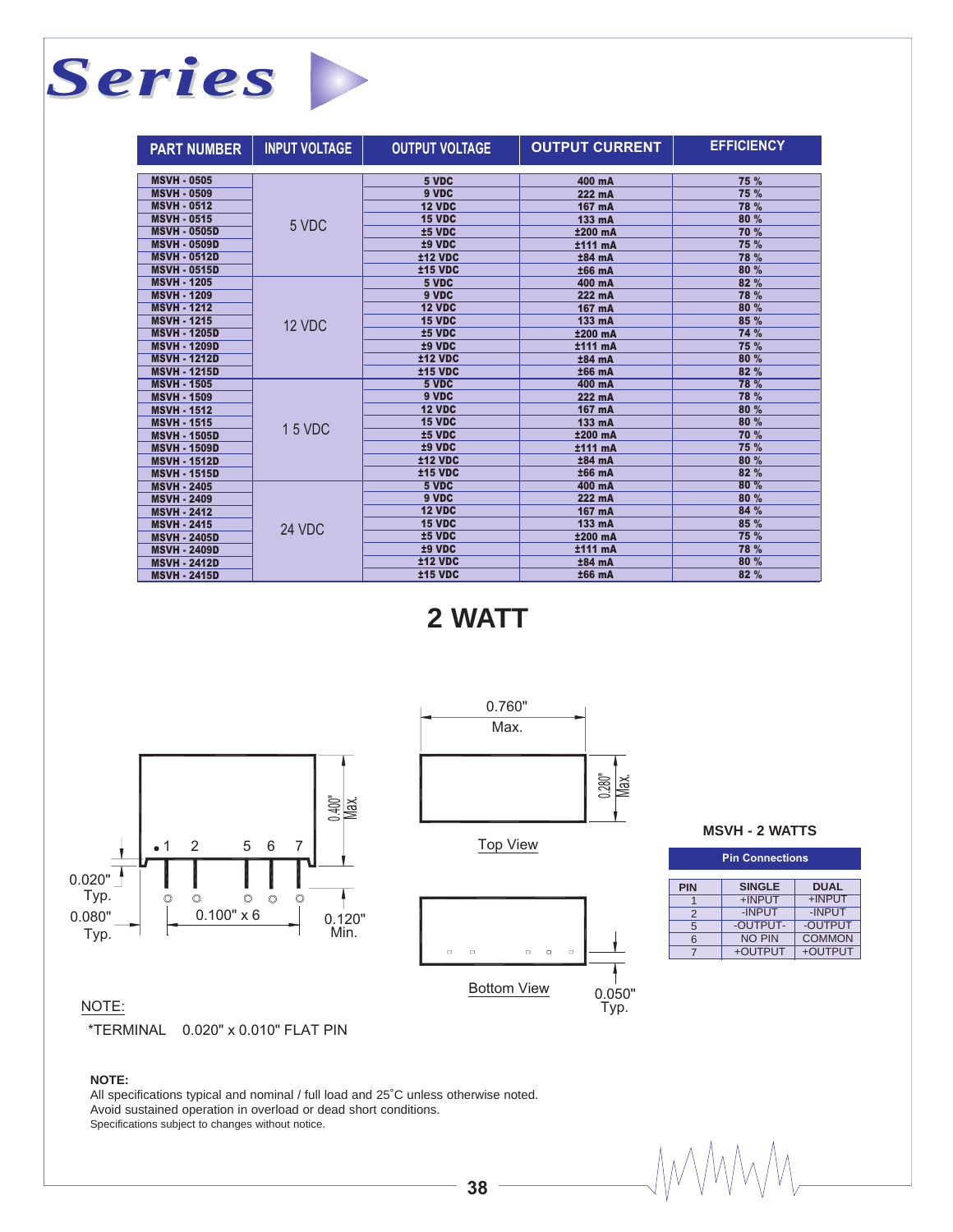# Series

| PART NUMBER | INPUT VOLTAGE | OUTPUT VOLTAGE | OUTPUT CURRENT | EFFICIENCY |
|---|---|---|---|---|
| MSVH - 0505 | 5 VDC | 5 VDC | 400 mA | 75 % |
| MSVH - 0509 | | 9 VDC | 222 mA | 75 % |
| MSVH - 0512 | | 12 VDC | 167 mA | 78 % |
| MSVH - 0515 | | 15 VDC | 133 mA | 80 % |
| MSVH - 0505D | | ±5 VDC | ±200 mA | 70 % |
| MSVH - 0509D | | ±9 VDC | ±111 mA | 75 % |
| MSVH - 0512D | | ±12 VDC | ±84 mA | 78 % |
| MSVH - 0515D | | ±15 VDC | ±66 mA | 80 % |
| MSVH - 1205 | 12 VDC | 5 VDC | 400 mA | 82 % |
| MSVH - 1209 | | 9 VDC | 222 mA | 78 % |
| MSVH - 1212 | | 12 VDC | 167 mA | 80 % |
| MSVH - 1215 | | 15 VDC | 133 mA | 85 % |
| MSVH - 1205D | | ±5 VDC | ±200 mA | 74 % |
| MSVH - 1209D | | ±9 VDC | ±111 mA | 75 % |
| MSVH - 1212D | | ±12 VDC | ±84 mA | 80 % |
| MSVH - 1215D | | ±15 VDC | ±66 mA | 82 % |
| MSVH - 1505 | 1 5 VDC | 5 VDC | 400 mA | 78 % |
| MSVH - 1509 | | 9 VDC | 222 mA | 78 % |
| MSVH - 1512 | | 12 VDC | 167 mA | 80 % |
| MSVH - 1515 | | 15 VDC | 133 mA | 80 % |
| MSVH - 1505D | | ±5 VDC | ±200 mA | 70 % |
| MSVH - 1509D | | ±9 VDC | ±111 mA | 75 % |
| MSVH - 1512D | | ±12 VDC | ±84 mA | 80 % |
| MSVH - 1515D | | ±15 VDC | ±66 mA | 82 % |
| MSVH - 2405 | 24 VDC | 5 VDC | 400 mA | 80 % |
| MSVH - 2409 | | 9 VDC | 222 mA | 80 % |
| MSVH - 2412 | | 12 VDC | 167 mA | 84 % |
| MSVH - 2415 | | 15 VDC | 133 mA | 85 % |
| MSVH - 2405D | | ±5 VDC | ±200 mA | 75 % |
| MSVH - 2409D | | ±9 VDC | ±111 mA | 78 % |
| MSVH - 2412D | | ±12 VDC | ±84 mA | 80 % |
| MSVH - 2415D | | ±15 VDC | ±66 mA | 82 % |

## 2 WATT

0.400" Max.

1 2 5 6 7

0.020" Typ.

0.080" Typ.

0.100" x 6

0.120" Min.

0.760" Max.

0.280" Max.

Top View

Bottom View

0.050" Typ.

NOTE:

*TERMINAL 0.020" x 0.010" FLAT PIN

**MSVH - 2 WATTS**

**Pin Connections**

| PIN | SINGLE | DUAL |
|---|---|---|
| 1 | +INPUT | +INPUT |
| 2 | -INPUT | -INPUT |
| 5 | -OUTPUT- | -OUTPUT |
| 6 | NO PIN | COMMON |
| 7 | +OUTPUT | +OUTPUT |

**NOTE:**
All specifications typical and nominal / full load and 25˚C unless otherwise noted.
Avoid sustained operation in overload or dead short conditions.
Specifications subject to changes without notice.